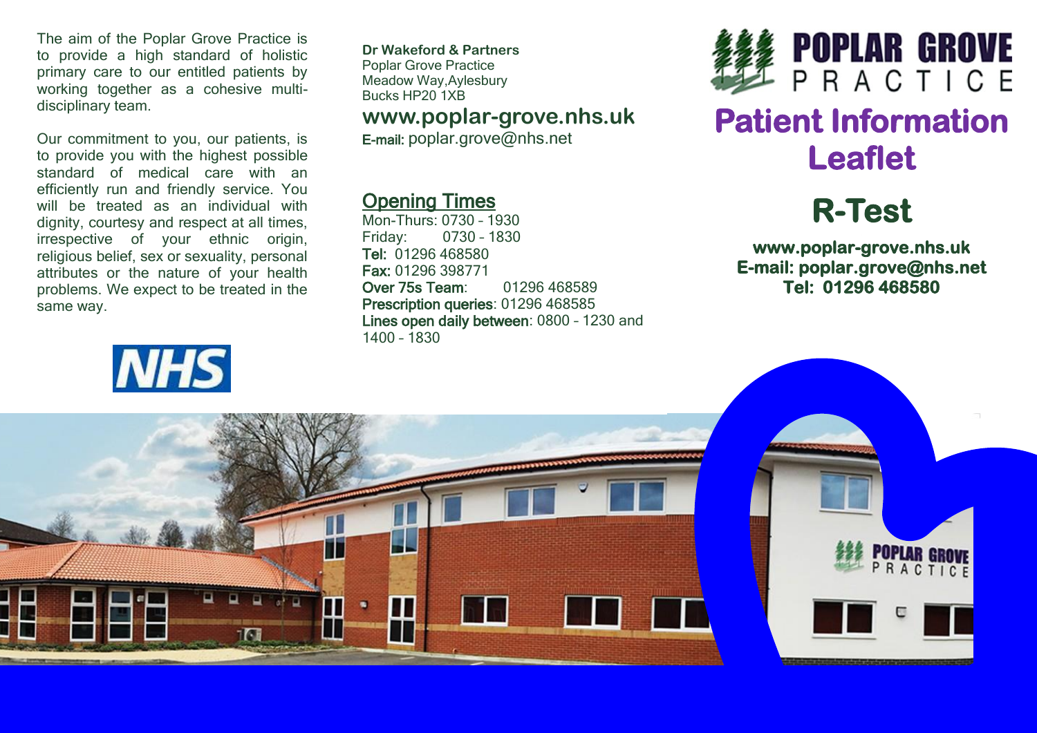The aim of the Poplar Grove Practice is to provide a high standard of holistic primary care to our entitled patients by working together as a cohesive multi-disciplinary team.

Our commitment to you, our patients, is to provide you with the highest possible standard of medical care with an efficiently run and friendly service. You will be treated as an individual with dignity, courtesy and respect at all times, irrespective of your ethnic origin, religious belief, sex or sexuality, personal attributes or the nature of your health problems. We expect to be treated in the same way.

NHS

**Dr Wakeford & Partners**
Poplar Grove Practice
Meadow Way,Aylesbury
Bucks HP20 1XB

**www.poplar-grove.nhs.uk**

**E-mail:** poplar.grove@nhs.net

## Opening Times

Mon-Thurs: 0730 – 1930
Friday: 0730 – 1830
**Tel:** 01296 468580
**Fax:** 01296 398771
**Over 75s Team**: 01296 468589
**Prescription queries**: 01296 468585
**Lines open daily between**: 0800 – 1230 and 1400 – 1830

POPLAR GROVE PRACTICE

# Patient Information Leaflet

# R-Test

**www.poplar-grove.nhs.uk**
**E-mail: poplar.grove@nhs.net**
**Tel: 01296 468580**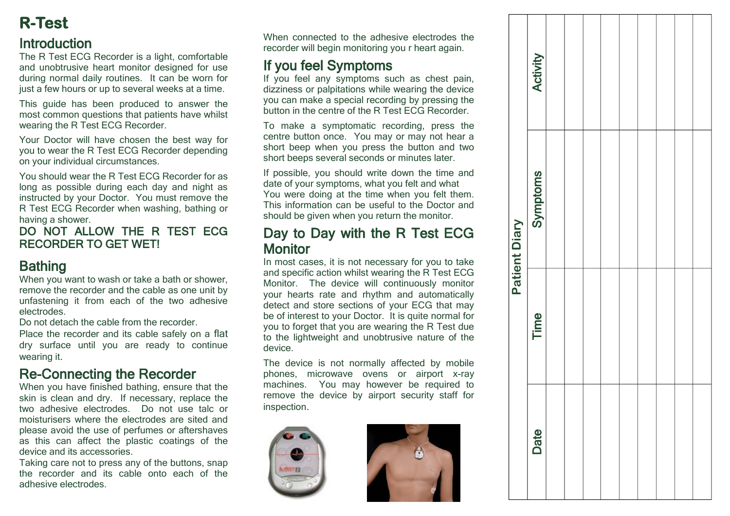# R-Test

## Introduction

The R Test ECG Recorder is a light, comfortable and unobtrusive heart monitor designed for use during normal daily routines. It can be worn for just a few hours or up to several weeks at a time.

This guide has been produced to answer the most common questions that patients have whilst wearing the R Test ECG Recorder.

Your Doctor will have chosen the best way for you to wear the R Test ECG Recorder depending on your individual circumstances.

You should wear the R Test ECG Recorder for as long as possible during each day and night as instructed by your Doctor. You must remove the R Test ECG Recorder when washing, bathing or having a shower.

**DO NOT ALLOW THE R TEST ECG RECORDER TO GET WET!**

## Bathing

When you want to wash or take a bath or shower, remove the recorder and the cable as one unit by unfastening it from each of the two adhesive electrodes.

Do not detach the cable from the recorder.

Place the recorder and its cable safely on a flat dry surface until you are ready to continue wearing it.

## Re-Connecting the Recorder

When you have finished bathing, ensure that the skin is clean and dry. If necessary, replace the two adhesive electrodes. Do not use talc or moisturisers where the electrodes are sited and please avoid the use of perfumes or aftershaves as this can affect the plastic coatings of the device and its accessories.

Taking care not to press any of the buttons, snap the recorder and its cable onto each of the adhesive electrodes.

When connected to the adhesive electrodes the recorder will begin monitoring you r heart again.

## If you feel Symptoms

If you feel any symptoms such as chest pain, dizziness or palpitations while wearing the device you can make a special recording by pressing the button in the centre of the R Test ECG Recorder.

To make a symptomatic recording, press the centre button once. You may or may not hear a short beep when you press the button and two short beeps several seconds or minutes later.

If possible, you should write down the time and date of your symptoms, what you felt and what You were doing at the time when you felt them. This information can be useful to the Doctor and should be given when you return the monitor.

## Day to Day with the R Test ECG Monitor

In most cases, it is not necessary for you to take and specific action whilst wearing the R Test ECG Monitor. The device will continuously monitor your hearts rate and rhythm and automatically detect and store sections of your ECG that may be of interest to your Doctor. It is quite normal for you to forget that you are wearing the R Test due to the lightweight and unobtrusive nature of the device.

The device is not normally affected by mobile phones, microwave ovens or airport x-ray machines. You may however be required to remove the device by airport security staff for inspection.

## Patient Diary

| Date | Time | Symptoms | Activity |
|---|---|---|---|
| | | | |
| | | | |
| | | | |
| | | | |
| | | | |
| | | | |
| | | | |
| | | | |
| | | | |